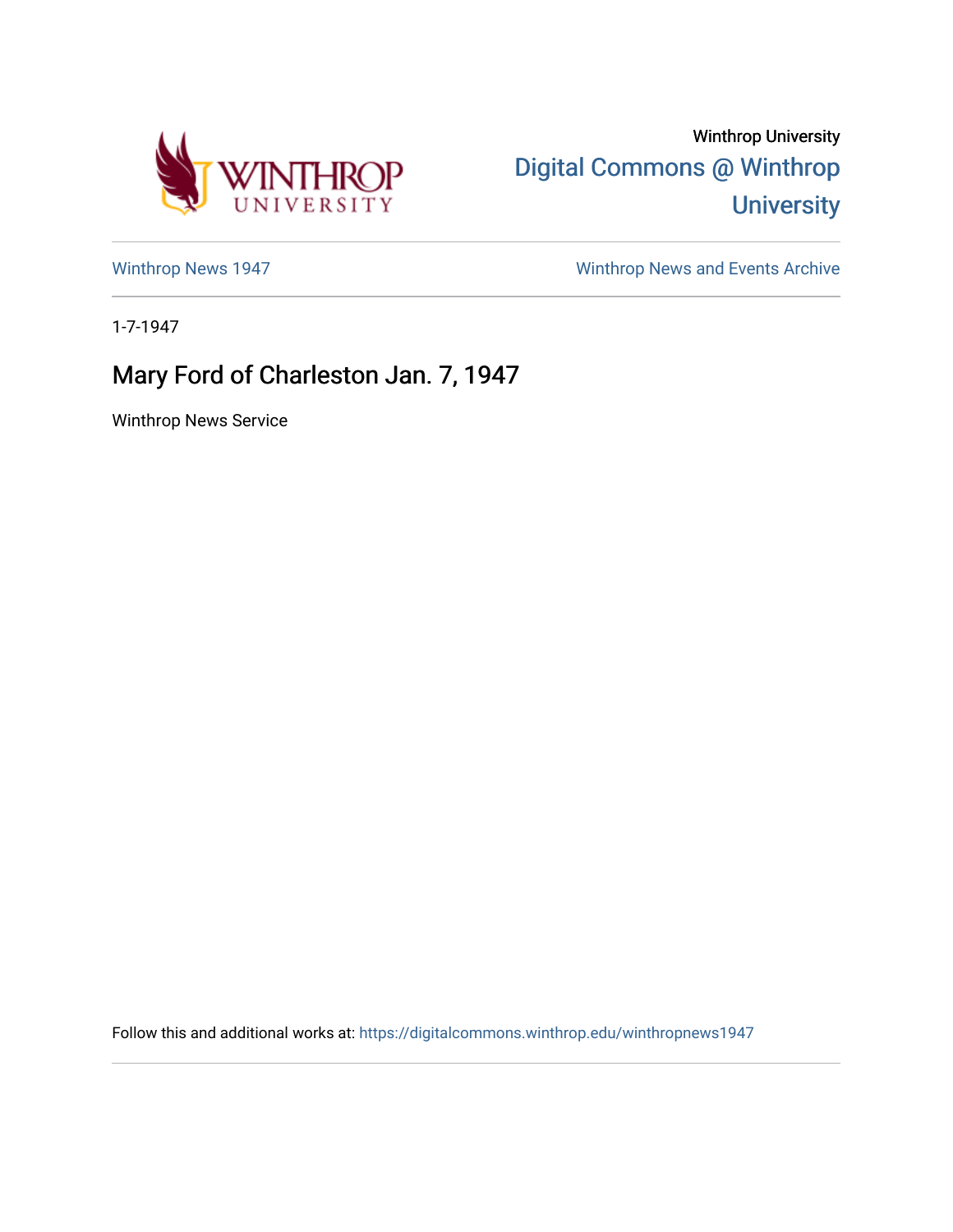Winthrop University

Digital Commons @ Winthrop University

Winthrop News 1947

Winthrop News and Events Archive

1-7-1947

# Mary Ford of Charleston Jan. 7, 1947

Winthrop News Service

Follow this and additional works at: https://digitalcommons.winthrop.edu/winthropnews1947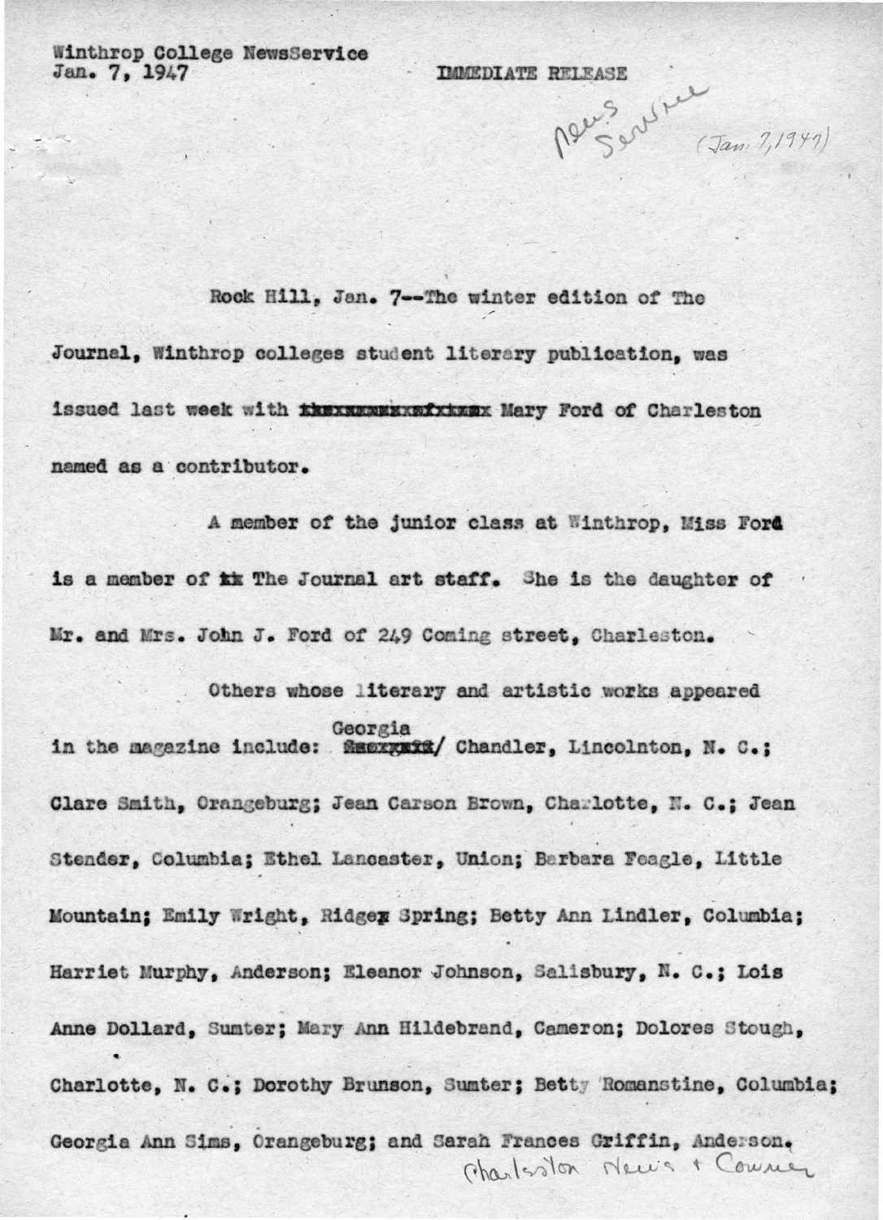Winthrop College NewsService
Jan. 7, 1947

IMMEDIATE RELEASE

News Service (Jan. 7, 1947)

Rock Hill, Jan. 7--The winter edition of The Journal, Winthrop colleges student literary publication, was issued last week with Mary Ford of Charleston named as a contributor.

A member of the junior class at Winthrop, Miss Ford is a member of The Journal art staff. She is the daughter of Mr. and Mrs. John J. Ford of 249 Coming street, Charleston.

Others whose literary and artistic works appeared in the magazine include: Georgia Chandler, Lincolnton, N. C.; Clare Smith, Orangeburg; Jean Carson Brown, Charlotte, N. C.; Jean Stender, Columbia; Ethel Lancaster, Union; Barbara Feagle, Little Mountain; Emily Wright, Ridge Spring; Betty Ann Lindler, Columbia; Harriet Murphy, Anderson; Eleanor Johnson, Salisbury, N. C.; Lois Anne Dollard, Sumter; Mary Ann Hildebrand, Cameron; Dolores Stough, Charlotte, N. C.; Dorothy Brunson, Sumter; Betty Romanstine, Columbia; Georgia Ann Sims, Orangeburg; and Sarah Frances Griffin, Anderson.

Charleston News & Courier